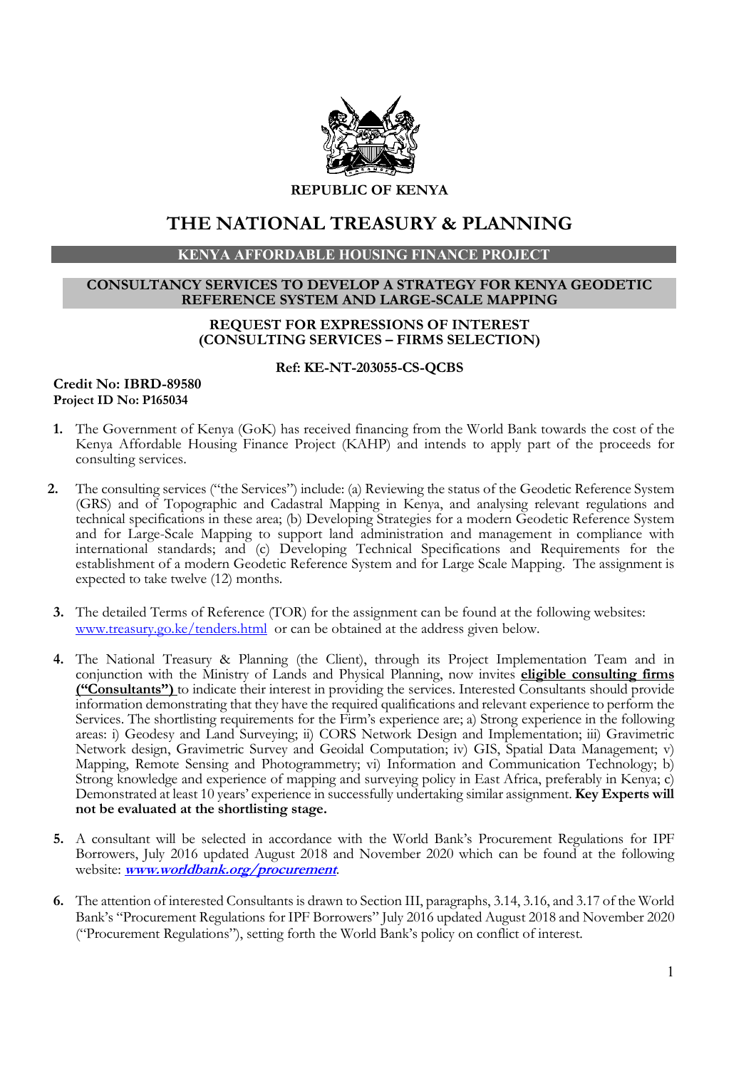**REPUBLIC OF KENYA**

# THE NATIONAL TREASURY & PLANNING

## KENYA AFFORDABLE HOUSING FINANCE PROJECT

### CONSULTANCY SERVICES TO DEVELOP A STRATEGY FOR KENYA GEODETIC REFERENCE SYSTEM AND LARGE-SCALE MAPPING

**REQUEST FOR EXPRESSIONS OF INTEREST**
**(CONSULTING SERVICES – FIRMS SELECTION)**

**Ref: KE-NT-203055-CS-QCBS**

**Credit No: IBRD-89580**
**Project ID No: P165034**

1. The Government of Kenya (GoK) has received financing from the World Bank towards the cost of the Kenya Affordable Housing Finance Project (KAHP) and intends to apply part of the proceeds for consulting services.

2. The consulting services ("the Services") include: (a) Reviewing the status of the Geodetic Reference System (GRS) and of Topographic and Cadastral Mapping in Kenya, and analysing relevant regulations and technical specifications in these area; (b) Developing Strategies for a modern Geodetic Reference System and for Large-Scale Mapping to support land administration and management in compliance with international standards; and (c) Developing Technical Specifications and Requirements for the establishment of a modern Geodetic Reference System and for Large Scale Mapping. The assignment is expected to take twelve (12) months.

3. The detailed Terms of Reference (TOR) for the assignment can be found at the following websites: www.treasury.go.ke/tenders.html or can be obtained at the address given below.

4. The National Treasury & Planning (the Client), through its Project Implementation Team and in conjunction with the Ministry of Lands and Physical Planning, now invites **eligible consulting firms ("Consultants")** to indicate their interest in providing the services. Interested Consultants should provide information demonstrating that they have the required qualifications and relevant experience to perform the Services. The shortlisting requirements for the Firm's experience are; a) Strong experience in the following areas: i) Geodesy and Land Surveying; ii) CORS Network Design and Implementation; iii) Gravimetric Network design, Gravimetric Survey and Geoidal Computation; iv) GIS, Spatial Data Management; v) Mapping, Remote Sensing and Photogrammetry; vi) Information and Communication Technology; b) Strong knowledge and experience of mapping and surveying policy in East Africa, preferably in Kenya; c) Demonstrated at least 10 years' experience in successfully undertaking similar assignment. **Key Experts will not be evaluated at the shortlisting stage.**

5. A consultant will be selected in accordance with the World Bank's Procurement Regulations for IPF Borrowers, July 2016 updated August 2018 and November 2020 which can be found at the following website: ***www.worldbank.org/procurement***.

6. The attention of interested Consultants is drawn to Section III, paragraphs, 3.14, 3.16, and 3.17 of the World Bank's "Procurement Regulations for IPF Borrowers" July 2016 updated August 2018 and November 2020 ("Procurement Regulations"), setting forth the World Bank's policy on conflict of interest.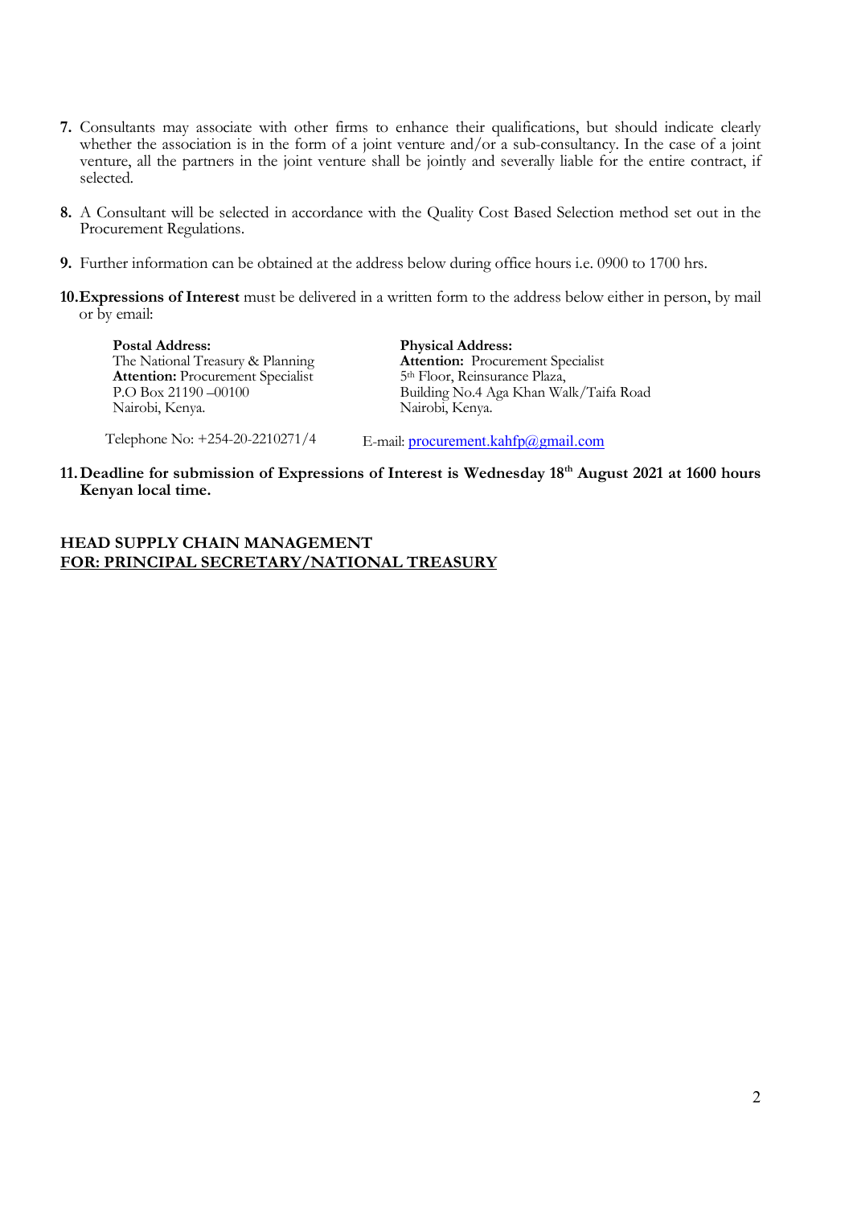7. Consultants may associate with other firms to enhance their qualifications, but should indicate clearly whether the association is in the form of a joint venture and/or a sub-consultancy. In the case of a joint venture, all the partners in the joint venture shall be jointly and severally liable for the entire contract, if selected.

8. A Consultant will be selected in accordance with the Quality Cost Based Selection method set out in the Procurement Regulations.

9. Further information can be obtained at the address below during office hours i.e. 0900 to 1700 hrs.

10. **Expressions of Interest** must be delivered in a written form to the address below either in person, by mail or by email:

**Postal Address:**
The National Treasury & Planning
**Attention:** Procurement Specialist
P.O Box 21190 –00100
Nairobi, Kenya.

**Physical Address:**
**Attention:** Procurement Specialist
5th Floor, Reinsurance Plaza,
Building No.4 Aga Khan Walk/Taifa Road
Nairobi, Kenya.

Telephone No: +254-20-2210271/4

E-mail: procurement.kahfp@gmail.com

11. **Deadline for submission of Expressions of Interest is Wednesday 18th August 2021 at 1600 hours Kenyan local time.**

**HEAD SUPPLY CHAIN MANAGEMENT**
**FOR: PRINCIPAL SECRETARY/NATIONAL TREASURY**